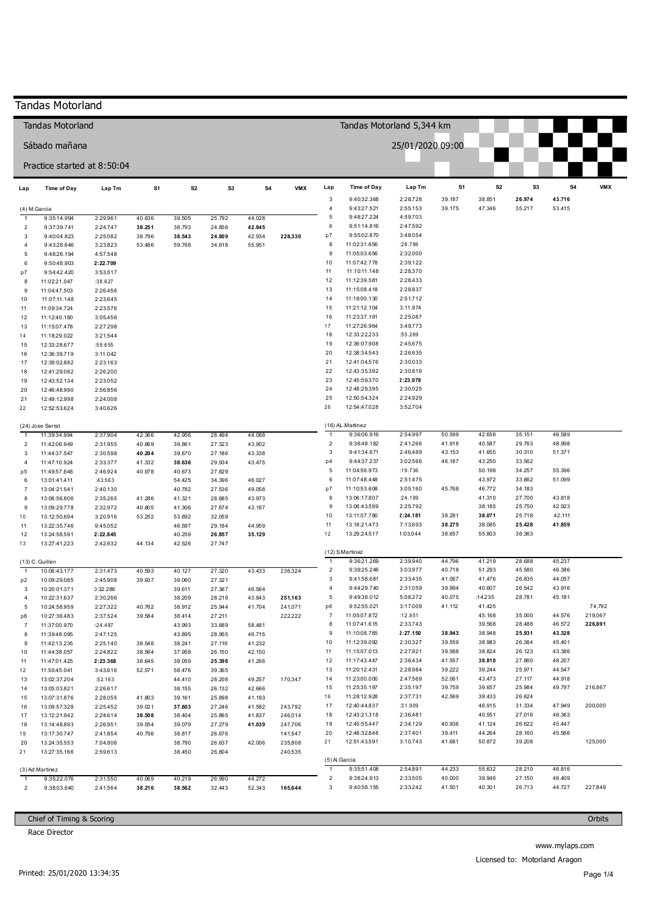# Tandas Motorland

Tandas Motorland — Tandas Motorland 5,344 km

Sábado mañana — 25/01/2020 09:00

Practice started at 8:50:04

### (4) M.Garcia

| Lap | Time of Day | Lap Tm | S1 | S2 | S3 | S4 | VMX |
|---|---|---|---|---|---|---|---|
| 1 | 9:35:14.994 | 2:29.961 | 40.636 | 39.505 | 25.792 | 44.028 | |
| 2 | 9:37:39.741 | 2:24.747 | **38.251** | 38.793 | 24.858 | **42.845** | |
| 3 | 9:40:04.823 | 2:25.082 | 38.796 | **38.543** | **24.809** | 42.934 | **228,330** |
| 4 | 9:43:28.646 | 3:23.823 | 53.486 | 59.768 | 34.618 | 55.951 | |
| 5 | 9:48:26.194 | 4:57.548 | | | | | |
| 6 | 9:50:48.903 | **2:22.709** | | | | | |
| p7 | 9:54:42.420 | 3:53.517 | | | | | |
| 8 | 11:02:21.047 | :38.627 | | | | | |
| 9 | 11:04:47.503 | 2:26.456 | | | | | |
| 10 | 11:07:11.148 | 2:23.645 | | | | | |
| 11 | 11:09:34.724 | 2:23.576 | | | | | |
| 12 | 11:12:40.180 | 3:05.456 | | | | | |
| 13 | 11:15:07.478 | 2:27.298 | | | | | |
| 14 | 11:18:29.022 | 3:21.544 | | | | | |
| 15 | 12:33:28.677 | :59.655 | | | | | |
| 16 | 12:36:39.719 | 3:11.042 | | | | | |
| 17 | 12:39:02.882 | 2:23.163 | | | | | |
| 18 | 12:41:29.082 | 2:26.200 | | | | | |
| 19 | 12:43:52.134 | 2:23.052 | | | | | |
| 20 | 12:46:48.990 | 2:56.856 | | | | | |
| 21 | 12:49:12.998 | 2:24.008 | | | | | |
| 22 | 12:52:53.624 | 3:40.626 | | | | | |

### (24) Jose Serrat

| Lap | Time of Day | Lap Tm | S1 | S2 | S3 | S4 | VMX |
|---|---|---|---|---|---|---|---|
| 1 | 11:39:34.994 | 2:37.904 | 42.366 | 42.956 | 28.494 | 44.088 | |
| 2 | 11:42:06.949 | 2:31.955 | 40.869 | 39.861 | 27.323 | 43.902 | |
| 3 | 11:44:37.547 | 2:30.598 | **40.204** | 39.870 | 27.186 | 43.338 | |
| 4 | 11:47:10.924 | 2:33.377 | 41.332 | **38.636** | 29.934 | 43.475 | |
| p5 | 11:49:57.848 | 2:46.924 | 40.978 | 40.673 | 27.829 | | |
| 6 | 13:01:41.411 | :43.563 | | 54.425 | 34.396 | 46.027 | |
| 7 | 13:04:21.541 | 2:40.130 | | 40.782 | 27.536 | 49.058 | |
| 8 | 13:06:56.806 | 2:35.265 | 41.286 | 41.321 | 28.685 | 43.973 | |
| 9 | 13:09:29.778 | 2:32.972 | 40.805 | 41.306 | 27.674 | 43.187 | |
| 10 | 13:12:50.694 | 3:20.916 | 53.252 | 53.892 | 32.059 | | |
| 11 | 13:22:35.746 | 9:45.052 | | 46.597 | 29.184 | 44.959 | |
| 12 | 13:24:58.591 | **2:22.845** | | 40.259 | **26.857** | **35.129** | |
| 13 | 13:27:41.223 | 2:42.632 | 44.134 | 42.526 | 27.747 | | |

### (13) C. Guillen

| Lap | Time of Day | Lap Tm | S1 | S2 | S3 | S4 | VMX |
|---|---|---|---|---|---|---|---|
| 1 | 10:06:43.177 | 2:31.473 | 40.593 | 40.127 | 27.320 | 43.433 | 236,324 |
| p2 | 10:09:29.085 | 2:45.908 | 39.937 | 39.060 | 27.321 | | |
| 3 | 10:20:01.371 | 0:32.286 | | 39.611 | 27.367 | 46.564 | |
| 4 | 10:22:31.637 | 2:30.266 | | 38.209 | 28.219 | 43.843 | **251,163** |
| 5 | 10:24:58.959 | 2:27.322 | 40.762 | 38.912 | 25.944 | 41.704 | 241,071 |
| p6 | 10:27:36.483 | 2:37.524 | 39.584 | 38.414 | 27.211 | | 222,222 |
| 7 | 11:37:00.970 | :24.487 | | 43.993 | 33.689 | 58.481 | |
| 8 | 11:39:48.095 | 2:47.125 | | 43.895 | 28.955 | 46.715 | |
| 9 | 11:42:13.235 | 2:25.140 | 38.548 | 38.241 | 27.119 | 41.232 | |
| 10 | 11:44:38.057 | 2:24.822 | 38.564 | 37.958 | 26.150 | 42.150 | |
| 11 | 11:47:01.425 | **2:23.368** | 38.645 | 38.059 | **25.398** | 41.266 | |
| 12 | 11:50:45.041 | 3:43.616 | 52.571 | 58.476 | 39.365 | | |
| 13 | 13:02:37.204 | :52.163 | | 44.410 | 28.208 | 49.257 | 170,347 |
| 14 | 13:05:03.821 | 2:26.617 | | 38.155 | 26.132 | 42.666 | |
| 15 | 13:07:31.876 | 2:28.055 | 41.803 | 39.161 | 25.898 | 41.193 | |
| 16 | 13:09:57.328 | 2:25.452 | 39.021 | **37.603** | 27.246 | 41.582 | 243,792 |
| 17 | 13:12:21.942 | 2:24.614 | **38.508** | 38.404 | 25.865 | 41.837 | 246,014 |
| 18 | 13:14:48.893 | 2:26.951 | 39.554 | 39.079 | 27.279 | **41.039** | 247,706 |
| 19 | 13:17:30.747 | 2:41.854 | 40.796 | 38.817 | 26.676 | | 141,547 |
| 20 | 13:24:35.553 | 7:04.806 | | 38.790 | 26.637 | 42.006 | 235,808 |
| 21 | 13:27:35.166 | 2:59.613 | | 38.450 | 26.804 | | 240,535 |

### (3) Ad.Martinez

| Lap | Time of Day | Lap Tm | S1 | S2 | S3 | S4 | VMX |
|---|---|---|---|---|---|---|---|
| 1 | 9:35:22.076 | 2:31.550 | 40.069 | 40.219 | 26.990 | 44.272 | |
| 2 | 9:38:03.640 | 2:41.564 | **38.216** | **38.562** | 32.443 | 52.343 | **165,644** |
| 3 | 9:40:32.368 | 2:28.728 | 39.187 | 38.851 | **26.974** | **43.716** | |
| 4 | 9:43:27.521 | 2:55.153 | 39.175 | 47.346 | 35.217 | 53.415 | |
| 5 | 9:48:27.224 | 4:59.703 | | | | | |
| 6 | 9:51:14.816 | 2:47.592 | | | | | |
| p7 | 9:55:02.870 | 3:48.054 | | | | | |
| 8 | 11:02:31.656 | :28.786 | | | | | |
| 9 | 11:05:03.656 | 2:32.000 | | | | | |
| 10 | 11:07:42.778 | 2:39.122 | | | | | |
| 11 | 11:10:11.148 | 2:28.370 | | | | | |
| 12 | 11:12:39.581 | 2:28.433 | | | | | |
| 13 | 11:15:08.418 | 2:28.837 | | | | | |
| 14 | 11:18:00.130 | 2:51.712 | | | | | |
| 15 | 11:21:12.104 | 3:11.974 | | | | | |
| 16 | 11:23:37.191 | 2:25.087 | | | | | |
| 17 | 11:27:26.964 | 3:49.773 | | | | | |
| 18 | 12:33:22.233 | :55.269 | | | | | |
| 19 | 12:36:07.908 | 2:45.675 | | | | | |
| 20 | 12:38:34.543 | 2:26.635 | | | | | |
| 21 | 12:41:04.576 | 2:30.033 | | | | | |
| 22 | 12:43:35.392 | 2:30.816 | | | | | |
| 23 | 12:45:59.370 | **2:23.978** | | | | | |
| 24 | 12:48:29.395 | 2:30.025 | | | | | |
| 25 | 12:50:54.324 | 2:24.929 | | | | | |
| 26 | 12:54:47.028 | 3:52.704 | | | | | |

### (16) AL.Martinez

| Lap | Time of Day | Lap Tm | S1 | S2 | S3 | S4 | VMX |
|---|---|---|---|---|---|---|---|
| 1 | 9:36:06.916 | 2:54.997 | 50.599 | 42.658 | 35.151 | 46.589 | |
| 2 | 9:38:48.182 | 2:41.266 | 41.918 | 40.587 | 29.763 | 48.998 | |
| 3 | 9:41:34.671 | 2:46.489 | 43.153 | 41.655 | 30.310 | 51.371 | |
| p4 | 9:44:37.237 | 3:02.566 | 46.187 | 43.250 | 33.562 | | |
| 5 | 11:04:56.973 | :19.736 | | 50.198 | 34.257 | 55.396 | |
| 6 | 11:07:48.448 | 2:51.475 | | 43.972 | 33.862 | 51.099 | |
| p7 | 11:10:53.608 | 3:05.160 | 45.768 | 46.772 | 34.183 | | |
| 8 | 13:06:17.807 | :24.199 | | 41.310 | 27.700 | 43.818 | |
| 9 | 13:08:43.599 | 2:25.792 | | 38.185 | 25.750 | 42.923 | |
| 10 | 13:11:07.780 | **2:24.181** | 38.281 | **38.071** | 25.718 | 42.111 | |
| 11 | 13:18:21.473 | 7:13.693 | **38.275** | 38.085 | **25.428** | **41.859** | |
| 12 | 13:29:24.517 | 1:03.044 | 38.657 | 55.803 | 38.363 | | |

### (12) S.Martinez

| Lap | Time of Day | Lap Tm | S1 | S2 | S3 | S4 | VMX |
|---|---|---|---|---|---|---|---|
| 1 | 9:36:21.269 | 2:39.940 | 44.796 | 41.219 | 28.688 | 45.237 | |
| 2 | 9:39:25.246 | 3:03.977 | 40.718 | 51.293 | 45.580 | 46.386 | |
| 3 | 9:41:58.681 | 2:33.435 | 41.067 | 41.476 | 26.835 | 44.057 | |
| 4 | 9:44:29.740 | 2:31.059 | 39.994 | 40.607 | 26.542 | 43.916 | |
| 5 | 9:49:38.012 | 5:08.272 | 40.075 | :14.235 | 28.781 | 45.181 | |
| p6 | 9:52:55.021 | 3:17.009 | 41.112 | 41.425 | | | 74,792 |
| 7 | 11:05:07.872 | :12.851 | | 45.168 | 35.000 | 44.576 | 219,067 |
| 8 | 11:07:41.615 | 2:33.743 | | 39.568 | 28.488 | 46.572 | **226,891** |
| 9 | 11:10:08.765 | **2:27.150** | **38.943** | 38.948 | **25.931** | **43.328** | |
| 10 | 11:12:39.092 | 2:30.327 | 39.559 | 38.983 | 26.384 | 45.401 | |
| 11 | 11:15:07.013 | 2:27.921 | 39.588 | 38.824 | 26.123 | 43.386 | |
| 12 | 11:17:43.447 | 2:36.434 | 41.557 | **38.810** | 27.860 | 48.207 | |
| 13 | 11:20:12.431 | 2:28.984 | 39.222 | 39.244 | 25.971 | 44.547 | |
| 14 | 11:23:00.000 | 2:47.569 | 52.061 | 43.473 | 27.117 | 44.918 | |
| 15 | 11:25:35.197 | 2:35.197 | 39.759 | 39.657 | 25.984 | 49.797 | 216,867 |
| 16 | 11:28:12.928 | 2:37.731 | 42.569 | 39.433 | 26.624 | | |
| 17 | 12:40:44.837 | :31.909 | | 46.915 | 31.334 | 47.949 | 200,000 |
| 18 | 12:43:21.318 | 2:36.481 | | 40.551 | 27.016 | 46.363 | |
| 19 | 12:45:55.447 | 2:34.129 | 40.936 | 41.124 | 26.622 | 45.447 | |
| 20 | 12:48:32.848 | 2:37.401 | 39.411 | 44.264 | 28.160 | 45.566 | |
| 21 | 12:51:43.591 | 3:10.743 | 41.681 | 50.872 | 39.208 | | 125,000 |

### (5) Al.Garcia

| Lap | Time of Day | Lap Tm | S1 | S2 | S3 | S4 | VMX |
|---|---|---|---|---|---|---|---|
| 1 | 9:35:51.408 | 2:54.891 | 44.233 | 55.632 | 28.210 | 46.816 | |
| 2 | 9:38:24.913 | 2:33.505 | 40.000 | 39.946 | 27.150 | 46.409 | |
| 3 | 9:40:58.155 | 2:33.242 | 41.501 | 40.301 | 26.713 | 44.727 | 227,848 |

Chief of Timing & Scoring — Orbits

Race Director

www.mylaps.com

Licensed to: Motorland Aragon

Printed: 25/01/2020 13:34:35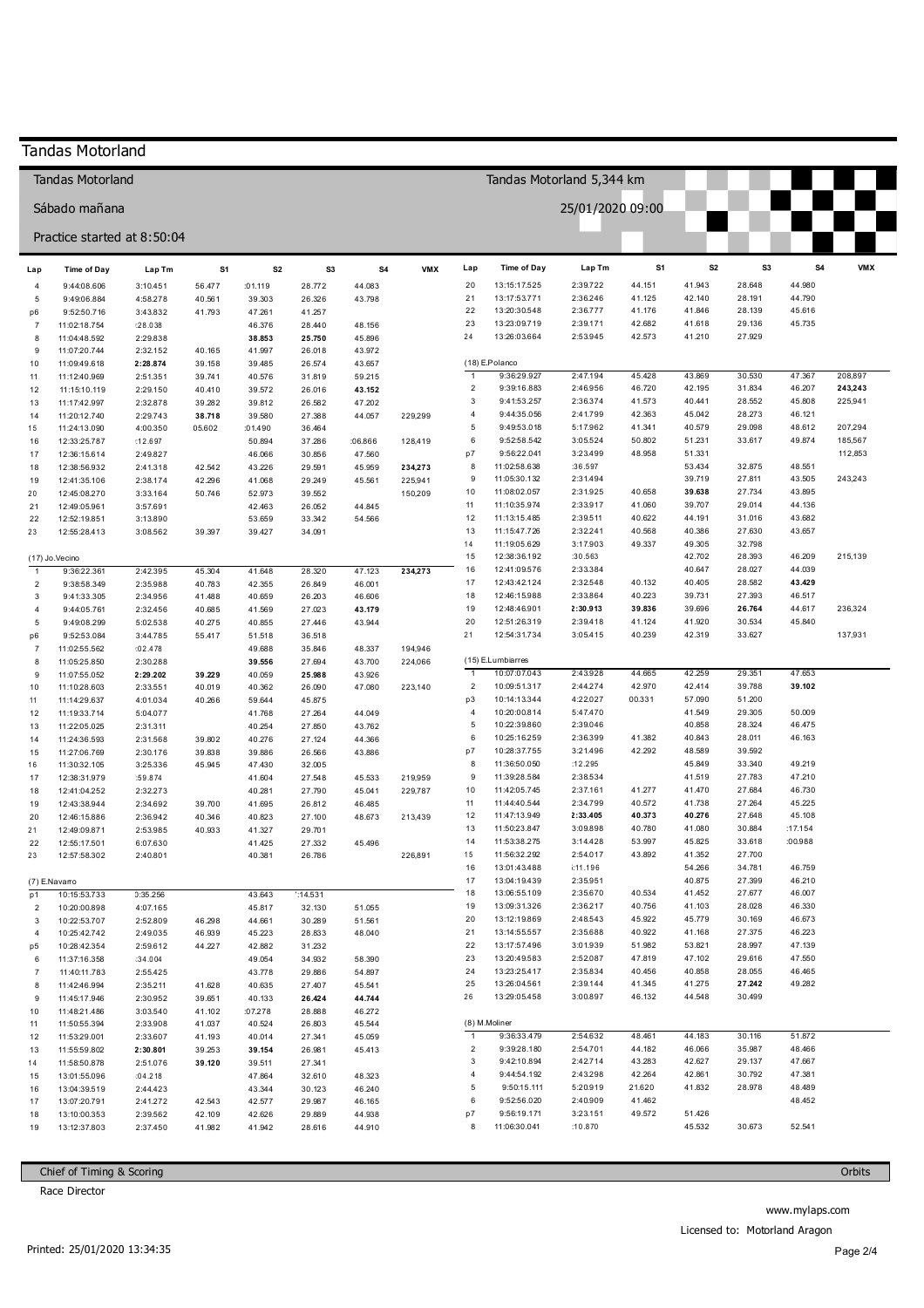# Tandas Motorland

## Tandas Motorland

Tandas Motorland 5,344 km

Sábado mañana

25/01/2020 09:00

Practice started at 8:50:04

| Lap | Time of Day | Lap Tm | S1 | S2 | S3 | S4 | VMX |
|---|---|---|---|---|---|---|---|
| 4 | 9:44:08.606 | 3:10.451 | 56.477 | :01.119 | 28.772 | 44.083 | |
| 5 | 9:49:06.884 | 4:58.278 | 40.561 | 39.303 | 26.326 | 43.798 | |
| p6 | 9:52:50.716 | 3:43.832 | 41.793 | 47.261 | 41.257 | | |
| 7 | 11:02:18.754 | :28.038 | | 46.376 | 28.440 | 48.156 | |
| 8 | 11:04:48.592 | 2:29.838 | | **38.853** | **25.750** | 45.896 | |
| 9 | 11:07:20.744 | 2:32.152 | 40.165 | 41.997 | 26.018 | 43.972 | |
| 10 | 11:09:49.618 | **2:28.874** | 39.158 | 39.485 | 26.574 | 43.657 | |
| 11 | 11:12:40.969 | 2:51.351 | 39.741 | 40.576 | 31.819 | 59.215 | |
| 12 | 11:15:10.119 | 2:29.150 | 40.410 | 39.572 | 26.016 | **43.152** | |
| 13 | 11:17:42.997 | 2:32.878 | 39.282 | 39.812 | 26.582 | 47.202 | |
| 14 | 11:20:12.740 | 2:29.743 | **38.718** | 39.580 | 27.388 | 44.057 | 229,299 |
| 15 | 11:24:13.090 | 4:00.350 | 05.602 | :01.490 | 36.464 | | |
| 16 | 12:33:25.787 | :12.697 | | 50.894 | 37.286 | :06.866 | 128,419 |
| 17 | 12:36:15.614 | 2:49.827 | | 46.066 | 30.856 | 47.560 | |
| 18 | 12:38:56.932 | 2:41.318 | 42.542 | 43.226 | 29.591 | 45.959 | **234,273** |
| 19 | 12:41:35.106 | 2:38.174 | 42.296 | 41.068 | 29.249 | 45.561 | 225,941 |
| 20 | 12:45:08.270 | 3:33.164 | 50.746 | 52.973 | 39.552 | | 150,209 |
| 21 | 12:49:05.961 | 3:57.691 | | 42.463 | 26.052 | 44.845 | |
| 22 | 12:52:19.851 | 3:13.890 | | 53.659 | 33.342 | 54.566 | |
| 23 | 12:55:28.413 | 3:08.562 | 39.397 | 39.427 | 34.091 | | |

(17) Jo.Vecino

| Lap | Time of Day | Lap Tm | S1 | S2 | S3 | S4 | VMX |
|---|---|---|---|---|---|---|---|
| 1 | 9:36:22.361 | 2:42.395 | 45.304 | 41.648 | 28.320 | 47.123 | **234,273** |
| 2 | 9:38:58.349 | 2:35.988 | 40.783 | 42.355 | 26.849 | 46.001 | |
| 3 | 9:41:33.305 | 2:34.956 | 41.488 | 40.659 | 26.203 | 46.606 | |
| 4 | 9:44:05.761 | 2:32.456 | 40.685 | 41.569 | 27.023 | **43.179** | |
| 5 | 9:49:08.299 | 5:02.538 | 40.275 | 40.855 | 27.446 | 43.944 | |
| p6 | 9:52:53.084 | 3:44.785 | 55.417 | 51.518 | 36.518 | | |
| 7 | 11:02:55.562 | :02.478 | | 49.688 | 35.846 | 48.337 | 194,946 |
| 8 | 11:05:25.850 | 2:30.288 | | **39.556** | 27.694 | 43.700 | 224,066 |
| 9 | 11:07:55.052 | **2:29.202** | **39.229** | 40.059 | **25.988** | 43.926 | |
| 10 | 11:10:28.603 | 2:33.551 | 40.019 | 40.362 | 26.090 | 47.080 | 223,140 |
| 11 | 11:14:29.637 | 4:01.034 | 40.266 | 59.644 | 45.875 | | |
| 12 | 11:19:33.714 | 5:04.077 | | 41.768 | 27.264 | 44.049 | |
| 13 | 11:22:05.025 | 2:31.311 | | 40.254 | 27.850 | 43.762 | |
| 14 | 11:24:36.593 | 2:31.568 | 39.802 | 40.276 | 27.124 | 44.366 | |
| 15 | 11:27:06.769 | 2:30.176 | 39.838 | 39.886 | 26.566 | 43.886 | |
| 16 | 11:30:32.105 | 3:25.336 | 45.945 | 47.430 | 32.005 | | |
| 17 | 12:38:31.979 | :59.874 | | 41.604 | 27.548 | 45.533 | 219,959 |
| 18 | 12:41:04.252 | 2:32.273 | | 40.281 | 27.790 | 45.041 | 229,787 |
| 19 | 12:43:38.944 | 2:34.692 | 39.700 | 41.695 | 26.812 | 46.485 | |
| 20 | 12:46:15.886 | 2:36.942 | 40.346 | 40.823 | 27.100 | 48.673 | 213,439 |
| 21 | 12:49:09.871 | 2:53.985 | 40.933 | 41.327 | 29.701 | | |
| 22 | 12:55:17.501 | 6:07.630 | | 41.425 | 27.332 | 45.496 | |
| 23 | 12:57:58.302 | 2:40.801 | | 40.381 | 26.786 | | 226,891 |

(7) E.Navarro

| Lap | Time of Day | Lap Tm | S1 | S2 | S3 | S4 | VMX |
|---|---|---|---|---|---|---|---|
| p1 | 10:15:53.733 | 0:35.256 | | 43.643 | :14.531 | | |
| 2 | 10:20:00.898 | 4:07.165 | | 45.817 | 32.130 | 51.055 | |
| 3 | 10:22:53.707 | 2:52.809 | 46.298 | 44.661 | 30.289 | 51.561 | |
| 4 | 10:25:42.742 | 2:49.035 | 46.939 | 45.223 | 28.833 | 48.040 | |
| p5 | 10:28:42.354 | 2:59.612 | 44.227 | 42.882 | 31.232 | | |
| 6 | 11:37:16.358 | :34.004 | | 49.054 | 34.932 | 58.390 | |
| 7 | 11:40:11.783 | 2:55.425 | | 43.778 | 29.886 | 54.897 | |
| 8 | 11:42:46.994 | 2:35.211 | 41.628 | 40.635 | 27.407 | 45.541 | |
| 9 | 11:45:17.946 | 2:30.952 | 39.651 | 40.133 | **26.424** | **44.744** | |
| 10 | 11:48:21.486 | 3:03.540 | 41.102 | :07.278 | 28.888 | 46.272 | |
| 11 | 11:50:55.394 | 2:33.908 | 41.037 | 40.524 | 26.803 | 45.544 | |
| 12 | 11:53:29.001 | 2:33.607 | 41.193 | 40.014 | 27.341 | 45.059 | |
| 13 | 11:55:59.802 | **2:30.801** | 39.253 | **39.154** | 26.981 | 45.413 | |
| 14 | 11:58:50.878 | 2:51.076 | **39.120** | 39.511 | 27.341 | | |
| 15 | 13:01:55.096 | :04.218 | | 47.864 | 32.610 | 48.323 | |
| 16 | 13:04:39.519 | 2:44.423 | | 43.344 | 30.123 | 46.240 | |
| 17 | 13:07:20.791 | 2:41.272 | 42.543 | 42.577 | 29.987 | 46.165 | |
| 18 | 13:10:00.353 | 2:39.562 | 42.109 | 42.626 | 29.889 | 44.938 | |
| 19 | 13:12:37.803 | 2:37.450 | 41.982 | 41.942 | 28.616 | 44.910 | |
| 20 | 13:15:17.525 | 2:39.722 | 44.151 | 41.943 | 28.648 | 44.980 | |
| 21 | 13:17:53.771 | 2:36.246 | 41.125 | 42.140 | 28.191 | 44.790 | |
| 22 | 13:20:30.548 | 2:36.777 | 41.176 | 41.846 | 28.139 | 45.616 | |
| 23 | 13:23:09.719 | 2:39.171 | 42.682 | 41.618 | 29.136 | 45.735 | |
| 24 | 13:26:03.664 | 2:53.945 | 42.573 | 41.210 | 27.929 | | |

(18) E.Polanco

| Lap | Time of Day | Lap Tm | S1 | S2 | S3 | S4 | VMX |
|---|---|---|---|---|---|---|---|
| 1 | 9:36:29.927 | 2:47.194 | 45.428 | 43.869 | 30.530 | 47.367 | 208,897 |
| 2 | 9:39:16.883 | 2:46.956 | 46.720 | 42.195 | 31.834 | 46.207 | **243,243** |
| 3 | 9:41:53.257 | 2:36.374 | 41.573 | 40.441 | 28.552 | 45.808 | 225,941 |
| 4 | 9:44:35.056 | 2:41.799 | 42.363 | 45.042 | 28.273 | 46.121 | |
| 5 | 9:49:53.018 | 5:17.962 | 41.341 | 40.579 | 29.098 | 48.612 | 207,294 |
| 6 | 9:52:58.542 | 3:05.524 | 50.802 | 51.231 | 33.617 | 49.874 | 185,567 |
| p7 | 9:56:22.041 | 3:23.499 | 48.958 | 51.331 | | | 112,853 |
| 8 | 11:02:58.638 | :36.597 | | 53.434 | 32.875 | 48.551 | |
| 9 | 11:05:30.132 | 2:31.494 | | 39.719 | 27.811 | 43.505 | 243,243 |
| 10 | 11:08:02.057 | 2:31.925 | 40.658 | **39.638** | 27.734 | 43.895 | |
| 11 | 11:10:35.974 | 2:33.917 | 41.060 | 39.707 | 29.014 | 44.136 | |
| 12 | 11:13:15.485 | 2:39.511 | 40.622 | 44.191 | 31.016 | 43.682 | |
| 13 | 11:15:47.726 | 2:32.241 | 40.568 | 40.386 | 27.630 | 43.657 | |
| 14 | 11:19:05.629 | 3:17.903 | 49.337 | 49.305 | 32.798 | | |
| 15 | 12:38:36.192 | :30.563 | | 42.702 | 28.393 | 46.209 | 215,139 |
| 16 | 12:41:09.576 | 2:33.384 | | 40.647 | 28.027 | 44.039 | |
| 17 | 12:43:42.124 | 2:32.548 | 40.132 | 40.405 | 28.582 | **43.429** | |
| 18 | 12:46:15.988 | 2:33.864 | 40.223 | 39.731 | 27.393 | 46.517 | |
| 19 | 12:48:46.901 | **2:30.913** | **39.836** | 39.696 | **26.764** | 44.617 | 236,324 |
| 20 | 12:51:26.319 | 2:39.418 | 41.124 | 41.920 | 30.534 | 45.840 | |
| 21 | 12:54:31.734 | 3:05.415 | 40.239 | 42.319 | 33.627 | | 137,931 |

(15) E.Lumbiarres

| Lap | Time of Day | Lap Tm | S1 | S2 | S3 | S4 | VMX |
|---|---|---|---|---|---|---|---|
| 1 | 10:07:07.043 | 2:43.928 | 44.665 | 42.259 | 29.351 | 47.653 | |
| 2 | 10:09:51.317 | 2:44.274 | 42.970 | 42.414 | 39.788 | **39.102** | |
| p3 | 10:14:13.344 | 4:22.027 | 00.331 | 57.090 | 51.200 | | |
| 4 | 10:20:00.814 | 5:47.470 | | 41.549 | 29.305 | 50.009 | |
| 5 | 10:22:39.860 | 2:39.046 | | 40.858 | 28.324 | 46.475 | |
| 6 | 10:25:16.259 | 2:36.399 | 41.382 | 40.843 | 28.011 | 46.163 | |
| p7 | 10:28:37.755 | 3:21.496 | 42.292 | 48.589 | 39.592 | | |
| 8 | 11:36:50.050 | :12.295 | | 45.849 | 33.340 | 49.219 | |
| 9 | 11:39:28.584 | 2:38.534 | | 41.519 | 27.783 | 47.210 | |
| 10 | 11:42:05.745 | 2:37.161 | 41.277 | 41.470 | 27.684 | 46.730 | |
| 11 | 11:44:40.544 | 2:34.799 | 40.572 | 41.738 | 27.264 | 45.225 | |
| 12 | 11:47:13.949 | **2:33.405** | **40.373** | **40.276** | 27.648 | 45.108 | |
| 13 | 11:50:23.847 | 3:09.898 | 40.780 | 41.080 | 30.884 | :17.154 | |
| 14 | 11:53:38.275 | 3:14.428 | 53.997 | 45.825 | 33.618 | :00.988 | |
| 15 | 11:56:32.292 | 2:54.017 | 43.892 | 41.352 | 27.700 | | |
| 16 | 13:01:43.488 | :11.196 | | 54.266 | 34.781 | 46.759 | |
| 17 | 13:04:19.439 | 2:35.951 | | 40.875 | 27.399 | 46.210 | |
| 18 | 13:06:55.109 | 2:35.670 | 40.534 | 41.452 | 27.677 | 46.007 | |
| 19 | 13:09:31.326 | 2:36.217 | 40.756 | 41.103 | 28.028 | 46.330 | |
| 20 | 13:12:19.869 | 2:48.543 | 45.922 | 45.779 | 30.169 | 46.673 | |
| 21 | 13:14:55.557 | 2:35.688 | 40.922 | 41.168 | 27.375 | 46.223 | |
| 22 | 13:17:57.496 | 3:01.939 | 51.982 | 53.821 | 28.997 | 47.139 | |
| 23 | 13:20:49.583 | 2:52.087 | 47.819 | 47.102 | 29.616 | 47.550 | |
| 24 | 13:23:25.417 | 2:35.834 | 40.456 | 40.858 | 28.055 | 46.465 | |
| 25 | 13:26:04.561 | 2:39.144 | 41.345 | 41.275 | **27.242** | 49.282 | |
| 26 | 13:29:05.458 | 3:00.897 | 46.132 | 44.548 | 30.499 | | |

(8) M.Moliner

| Lap | Time of Day | Lap Tm | S1 | S2 | S3 | S4 | VMX |
|---|---|---|---|---|---|---|---|
| 1 | 9:36:33.479 | 2:54.632 | 48.461 | 44.183 | 30.116 | 51.872 | |
| 2 | 9:39:28.180 | 2:54.701 | 44.182 | 46.066 | 35.987 | 48.466 | |
| 3 | 9:42:10.894 | 2:42.714 | 43.283 | 42.627 | 29.137 | 47.667 | |
| 4 | 9:44:54.192 | 2:43.298 | 42.264 | 42.861 | 30.792 | 47.381 | |
| 5 | 9:50:15.111 | 5:20.919 | 21.620 | 41.832 | 28.978 | 48.489 | |
| 6 | 9:52:56.020 | 2:40.909 | 41.462 | | | 48.452 | |
| p7 | 9:56:19.171 | 3:23.151 | 49.572 | 51.426 | | | |
| 8 | 11:06:30.041 | :10.870 | | 45.532 | 30.673 | 52.541 | |

Chief of Timing & Scoring

Race Director

Orbits

www.mylaps.com

Licensed to: Motorland Aragon

Printed: 25/01/2020 13:34:35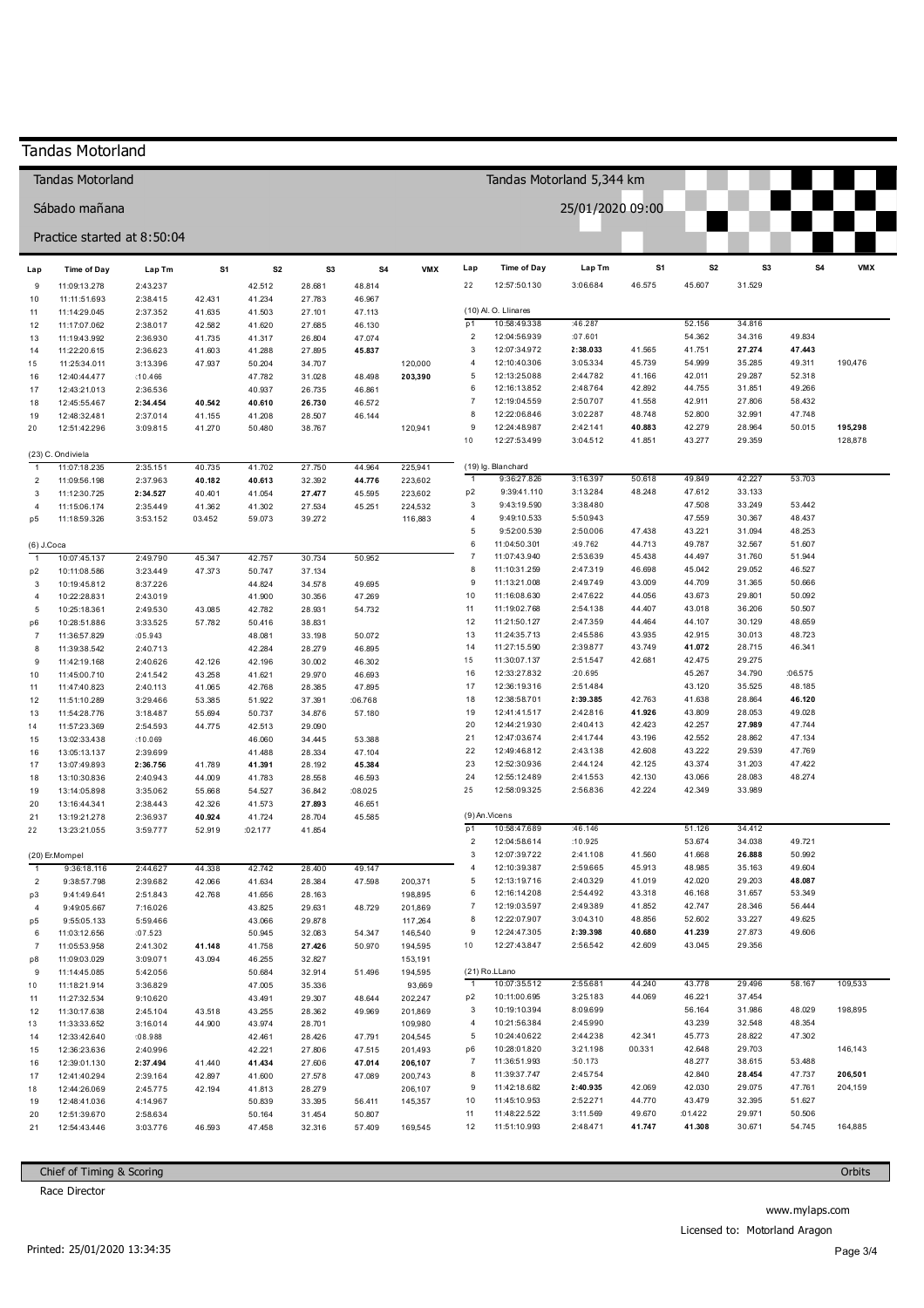# Tandas Motorland

Tandas Motorland

Sábado mañana

Practice started at 8:50:04

Tandas Motorland 5,344 km

25/01/2020 09:00

| Lap | Time of Day | Lap Tm | S1 | S2 | S3 | S4 | VMX |
|---|---|---|---|---|---|---|---|
| 9 | 11:09:13.278 | 2:43.237 | | 42.512 | 28.681 | 48.814 | |
| 10 | 11:11:51.693 | 2:38.415 | 42.431 | 41.234 | 27.783 | 46.967 | |
| 11 | 11:14:29.045 | 2:37.352 | 41.635 | 41.503 | 27.101 | 47.113 | |
| 12 | 11:17:07.062 | 2:38.017 | 42.582 | 41.620 | 27.685 | 46.130 | |
| 13 | 11:19:43.992 | 2:36.930 | 41.735 | 41.317 | 26.804 | 47.074 | |
| 14 | 11:22:20.615 | 2:36.623 | 41.603 | 41.288 | 27.895 | **45.837** | |
| 15 | 11:25:34.011 | 3:13.396 | 47.937 | 50.204 | 34.707 | | 120,000 |
| 16 | 12:40:44.477 | :10.466 | | 47.782 | 31.028 | 48.498 | **203,390** |
| 17 | 12:43:21.013 | 2:36.536 | | 40.937 | 26.735 | 46.861 | |
| 18 | 12:45:55.467 | **2:34.454** | **40.542** | **40.610** | **26.730** | 46.572 | |
| 19 | 12:48:32.481 | 2:37.014 | 41.155 | 41.208 | 28.507 | 46.144 | |
| 20 | 12:51:42.296 | 3:09.815 | 41.270 | 50.480 | 38.767 | | 120,941 |
| **(23) C. Ondiviela** | | | | | | | |
| 1 | 11:07:18.235 | 2:35.151 | 40.735 | 41.702 | 27.750 | 44.964 | 225,941 |
| 2 | 11:09:56.198 | 2:37.963 | **40.182** | **40.613** | 32.392 | **44.776** | 223,602 |
| 3 | 11:12:30.725 | **2:34.527** | 40.401 | 41.054 | **27.477** | 45.595 | 223,602 |
| 4 | 11:15:06.174 | 2:35.449 | 41.362 | 41.302 | 27.534 | 45.251 | 224,532 |
| p5 | 11:18:59.326 | 3:53.152 | 03.452 | 59.073 | 39.272 | | 116,883 |
| **(6) J.Coca** | | | | | | | |
| 1 | 10:07:45.137 | 2:49.790 | 45.347 | 42.757 | 30.734 | 50.952 | |
| p2 | 10:11:08.586 | 3:23.449 | 47.373 | 50.747 | 37.134 | | |
| 3 | 10:19:45.812 | 8:37.226 | | 44.824 | 34.578 | 49.695 | |
| 4 | 10:22:28.831 | 2:43.019 | | 41.900 | 30.356 | 47.269 | |
| 5 | 10:25:18.361 | 2:49.530 | 43.085 | 42.782 | 28.931 | 54.732 | |
| p6 | 10:28:51.886 | 3:33.525 | 57.782 | 50.416 | 38.831 | | |
| 7 | 11:36:57.829 | :05.943 | | 48.081 | 33.198 | 50.072 | |
| 8 | 11:39:38.542 | 2:40.713 | | 42.284 | 28.279 | 46.895 | |
| 9 | 11:42:19.168 | 2:40.626 | 42.126 | 42.196 | 30.002 | 46.302 | |
| 10 | 11:45:00.710 | 2:41.542 | 43.258 | 41.621 | 29.970 | 46.693 | |
| 11 | 11:47:40.823 | 2:40.113 | 41.065 | 42.768 | 28.385 | 47.895 | |
| 12 | 11:51:10.289 | 3:29.466 | 53.385 | 51.922 | 37.391 | :06.768 | |
| 13 | 11:54:28.776 | 3:18.487 | 55.694 | 50.737 | 34.876 | 57.180 | |
| 14 | 11:57:23.369 | 2:54.593 | 44.775 | 42.513 | 29.090 | | |
| 15 | 13:02:33.438 | :10.069 | | 46.060 | 34.445 | 53.388 | |
| 16 | 13:05:13.137 | 2:39.699 | | 41.488 | 28.334 | 47.104 | |
| 17 | 13:07:49.893 | **2:36.756** | 41.789 | **41.391** | 28.192 | **45.384** | |
| 18 | 13:10:30.836 | 2:40.943 | 44.009 | 41.783 | 28.558 | 46.593 | |
| 19 | 13:14:05.898 | 3:35.062 | 55.668 | 54.527 | 36.842 | :08.025 | |
| 20 | 13:16:44.341 | 2:38.443 | 42.326 | 41.573 | **27.893** | 46.651 | |
| 21 | 13:19:21.278 | 2:36.937 | **40.924** | 41.724 | 28.704 | 45.585 | |
| 22 | 13:23:21.055 | 3:59.777 | 52.919 | :02.177 | 41.854 | | |
| **(20) Er.Mompel** | | | | | | | |
| 1 | 9:36:18.116 | 2:44.627 | 44.338 | 42.742 | 28.400 | 49.147 | |
| 2 | 9:38:57.798 | 2:39.682 | 42.066 | 41.634 | 28.384 | 47.598 | 200,371 |
| p3 | 9:41:49.641 | 2:51.843 | 42.768 | 41.656 | 28.163 | | 198,895 |
| 4 | 9:49:05.667 | 7:16.026 | | 43.825 | 29.631 | 48.729 | 201,869 |
| p5 | 9:55:05.133 | 5:59.466 | | 43.066 | 29.878 | | 117,264 |
| 6 | 11:03:12.656 | :07.523 | | 50.945 | 32.083 | 54.347 | 146,540 |
| 7 | 11:05:53.958 | 2:41.302 | **41.148** | 41.758 | **27.426** | 50.970 | 194,595 |
| p8 | 11:09:03.029 | 3:09.071 | 43.094 | 46.255 | 32.827 | | 153,191 |
| 9 | 11:14:45.085 | 5:42.056 | | 50.684 | 32.914 | 51.496 | 194,595 |
| 10 | 11:18:21.914 | 3:36.829 | | 47.005 | 35.336 | | 93,669 |
| 11 | 11:27:32.534 | 9:10.620 | | 43.491 | 29.307 | 48.644 | 202,247 |
| 12 | 11:30:17.638 | 2:45.104 | 43.518 | 43.255 | 28.362 | 49.969 | 201,869 |
| 13 | 11:33:33.652 | 3:16.014 | 44.900 | 43.974 | 28.701 | | 109,980 |
| 14 | 12:33:42.640 | :08.988 | | 42.461 | 28.426 | 47.791 | 204,545 |
| 15 | 12:36:23.636 | 2:40.996 | | 42.221 | 27.806 | 47.515 | 201,493 |
| 16 | 12:39:01.130 | **2:37.494** | 41.440 | **41.434** | 27.606 | **47.014** | **206,107** |
| 17 | 12:41:40.294 | 2:39.164 | 42.897 | 41.600 | 27.578 | 47.089 | 200,743 |
| 18 | 12:44:26.069 | 2:45.775 | 42.194 | 41.813 | 28.279 | | 206,107 |
| 19 | 12:48:41.036 | 4:14.967 | | 50.839 | 33.395 | 56.411 | 145,357 |
| 20 | 12:51:39.670 | 2:58.634 | | 50.164 | 31.454 | 50.807 | |
| 21 | 12:54:43.446 | 3:03.776 | 46.593 | 47.458 | 32.316 | 57.409 | 169,545 |

| Lap | Time of Day | Lap Tm | S1 | S2 | S3 | S4 | VMX |
|---|---|---|---|---|---|---|---|
| 22 | 12:57:50.130 | 3:06.684 | 46.575 | 45.607 | 31.529 | | |
| **(10) Al. O. Llinares** | | | | | | | |
| p1 | 10:58:49.338 | :46.287 | | 52.156 | 34.816 | | |
| 2 | 12:04:56.939 | :07.601 | | 54.362 | 34.316 | 49.834 | |
| 3 | 12:07:34.972 | **2:38.033** | 41.565 | 41.751 | **27.274** | **47.443** | |
| 4 | 12:10:40.306 | 3:05.334 | 45.739 | 54.999 | 35.285 | 49.311 | 190,476 |
| 5 | 12:13:25.088 | 2:44.782 | 41.166 | 42.011 | 29.287 | 52.318 | |
| 6 | 12:16:13.852 | 2:48.764 | 42.892 | 44.755 | 31.851 | 49.266 | |
| 7 | 12:19:04.559 | 2:50.707 | 41.558 | 42.911 | 27.806 | 58.432 | |
| 8 | 12:22:06.846 | 3:02.287 | 48.748 | 52.800 | 32.991 | 47.748 | |
| 9 | 12:24:48.987 | 2:42.141 | **40.883** | 42.279 | 28.964 | 50.015 | **195,298** |
| 10 | 12:27:53.499 | 3:04.512 | 41.851 | 43.277 | 29.359 | | 128,878 |
| **(19) Ig. Blanchard** | | | | | | | |
| 1 | 9:36:27.826 | 3:16.397 | 50.618 | 49.849 | 42.227 | 53.703 | |
| p2 | 9:39:41.110 | 3:13.284 | 48.248 | 47.612 | 33.133 | | |
| 3 | 9:43:19.590 | 3:38.480 | | 47.508 | 33.249 | 53.442 | |
| 4 | 9:49:10.533 | 5:50.943 | | 47.559 | 30.367 | 48.437 | |
| 5 | 9:52:00.539 | 2:50.006 | 47.438 | 43.221 | 31.094 | 48.253 | |
| 6 | 11:04:50.301 | :49.762 | 44.713 | 49.787 | 32.567 | 51.607 | |
| 7 | 11:07:43.940 | 2:53.639 | 45.438 | 44.497 | 31.760 | 51.944 | |
| 8 | 11:10:31.259 | 2:47.319 | 46.698 | 45.042 | 29.052 | 46.527 | |
| 9 | 11:13:21.008 | 2:49.749 | 43.009 | 44.709 | 31.365 | 50.666 | |
| 10 | 11:16:08.630 | 2:47.622 | 44.056 | 43.673 | 29.801 | 50.092 | |
| 11 | 11:19:02.768 | 2:54.138 | 44.407 | 43.018 | 36.206 | 50.507 | |
| 12 | 11:21:50.127 | 2:47.359 | 44.464 | 44.107 | 30.129 | 48.659 | |
| 13 | 11:24:35.713 | 2:45.586 | 43.935 | 42.915 | 30.013 | 48.723 | |
| 14 | 11:27:15.590 | 2:39.877 | 43.749 | **41.072** | 28.715 | 46.341 | |
| 15 | 11:30:07.137 | 2:51.547 | 42.681 | 42.475 | 29.275 | | |
| 16 | 12:33:27.832 | :20.695 | | 45.267 | 34.790 | :06.575 | |
| 17 | 12:36:19.316 | 2:51.484 | | 43.120 | 35.525 | 48.185 | |
| 18 | 12:38:58.701 | **2:39.385** | 42.763 | 41.638 | 28.864 | **46.120** | |
| 19 | 12:41:41.517 | 2:42.816 | **41.926** | 43.809 | 28.053 | 49.028 | |
| 20 | 12:44:21.930 | 2:40.413 | 42.423 | 42.257 | **27.989** | 47.744 | |
| 21 | 12:47:03.674 | 2:41.744 | 43.196 | 42.552 | 28.862 | 47.134 | |
| 22 | 12:49:46.812 | 2:43.138 | 42.608 | 43.222 | 29.539 | 47.769 | |
| 23 | 12:52:30.936 | 2:44.124 | 42.125 | 43.374 | 31.203 | 47.422 | |
| 24 | 12:55:12.489 | 2:41.553 | 42.130 | 43.066 | 28.083 | 48.274 | |
| 25 | 12:58:09.325 | 2:56.836 | 42.224 | 42.349 | 33.989 | | |
| **(9) An.Vicens** | | | | | | | |
| p1 | 10:58:47.689 | :46.146 | | 51.126 | 34.412 | | |
| 2 | 12:04:58.614 | :10.925 | | 53.674 | 34.038 | 49.721 | |
| 3 | 12:07:39.722 | 2:41.108 | 41.560 | 41.668 | **26.888** | 50.992 | |
| 4 | 12:10:39.387 | 2:59.665 | 45.913 | 48.985 | 35.163 | 49.604 | |
| 5 | 12:13:19.716 | 2:40.329 | 41.019 | 42.020 | 29.203 | **48.087** | |
| 6 | 12:16:14.208 | 2:54.492 | 43.318 | 46.168 | 31.657 | 53.349 | |
| 7 | 12:19:03.597 | 2:49.389 | 41.852 | 42.747 | 28.346 | 56.444 | |
| 8 | 12:22:07.907 | 3:04.310 | 48.856 | 52.602 | 33.227 | 49.625 | |
| 9 | 12:24:47.305 | **2:39.398** | **40.680** | **41.239** | 27.873 | 49.606 | |
| 10 | 12:27:43.847 | 2:56.542 | 42.609 | 43.045 | 29.356 | | |
| **(21) Ro.LLano** | | | | | | | |
| 1 | 10:07:35.512 | 2:55.681 | 44.240 | 43.778 | 29.496 | 58.167 | 109,533 |
| p2 | 10:11:00.695 | 3:25.183 | 44.069 | 46.221 | 37.454 | | |
| 3 | 10:19:10.394 | 8:09.699 | | 56.164 | 31.986 | 48.029 | 198,895 |
| 4 | 10:21:56.384 | 2:45.990 | | 43.239 | 32.548 | 48.354 | |
| 5 | 10:24:40.622 | 2:44.238 | 42.341 | 45.773 | 28.822 | 47.302 | |
| p6 | 10:28:01.820 | 3:21.198 | 00.331 | 42.648 | 29.703 | | 146,143 |
| 7 | 11:36:51.993 | :50.173 | | 48.277 | 38.615 | 53.488 | |
| 8 | 11:39:37.747 | 2:45.754 | | 42.840 | **28.454** | 47.737 | **206,501** |
| 9 | 11:42:18.682 | **2:40.935** | 42.069 | 42.030 | 29.075 | 47.761 | 204,159 |
| 10 | 11:45:10.953 | 2:52.271 | 44.770 | 43.479 | 32.395 | 51.627 | |
| 11 | 11:48:22.522 | 3:11.569 | 49.670 | :01.422 | 29.971 | 50.506 | |
| 12 | 11:51:10.993 | 2:48.471 | **41.747** | **41.308** | 30.671 | 54.745 | 164,885 |

Chief of Timing & Scoring

Race Director

Orbits

www.mylaps.com

Licensed to: Motorland Aragon

Printed: 25/01/2020 13:34:35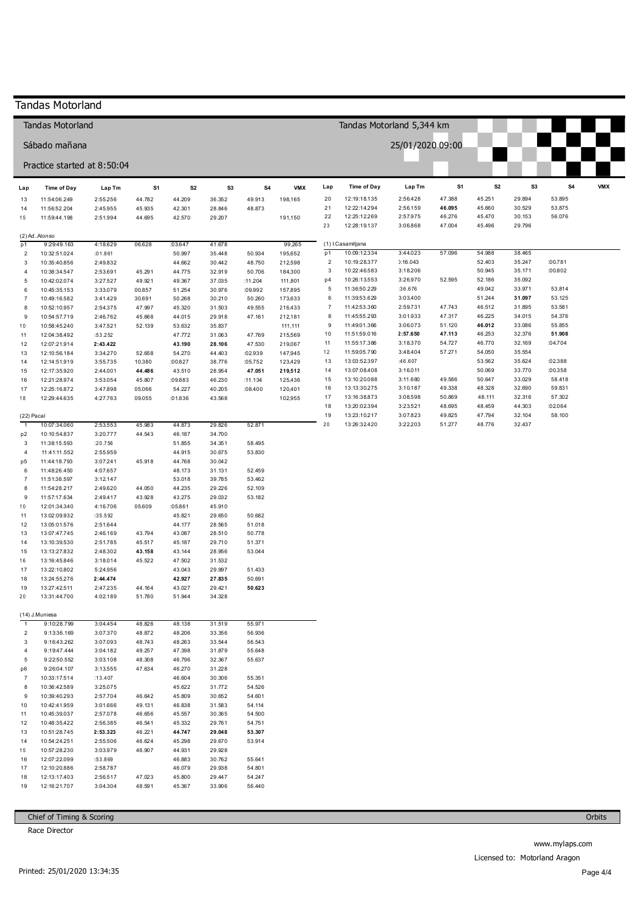# Tandas Motorland

Tandas Motorland

Sábado mañana

Practice started at 8:50:04

Tandas Motorland 5,344 km

25/01/2020 09:00

| Lap | Time of Day | Lap Tm | S1 | S2 | S3 | S4 | VMX |
|---|---|---|---|---|---|---|---|
| 13 | 11:54:06.249 | 2:55.256 | 44.782 | 44.209 | 36.352 | 49.913 | 198,165 |
| 14 | 11:56:52.204 | 2:45.955 | 45.935 | 42.301 | 28.846 | 48.873 | |
| 15 | 11:59:44.198 | 2:51.994 | 44.695 | 42.570 | 29.207 | | 191,150 |
| **(2) Ad..Alonso** | | | | | | | |
| p1 | 9:29:49.163 | 4:18.629 | 06.628 | :03.647 | 41.678 | | 99,265 |
| 2 | 10:32:51.024 | :01.861 | | 50.997 | 35.448 | 50.934 | 195,652 |
| 3 | 10:35:40.856 | 2:49.832 | | 44.662 | 30.442 | 48.750 | 212,598 |
| 4 | 10:38:34.547 | 2:53.691 | 45.291 | 44.775 | 32.919 | 50.706 | 184,300 |
| 5 | 10:42:02.074 | 3:27.527 | 49.921 | 49.367 | 37.035 | :11.204 | 111,801 |
| 6 | 10:45:35.153 | 3:33.079 | 00.857 | 51.254 | 30.976 | :09.992 | 157,895 |
| 7 | 10:49:16.582 | 3:41.429 | 30.691 | 50.268 | 30.210 | 50.260 | 173,633 |
| 8 | 10:52:10.957 | 2:54.375 | 47.997 | 45.320 | 31.503 | 49.555 | 216,433 |
| 9 | 10:54:57.719 | 2:46.762 | 45.668 | 44.015 | 29.918 | 47.161 | 212,181 |
| 10 | 10:58:45.240 | 3:47.521 | 52.139 | 53.632 | 35.837 | | 111,111 |
| 11 | 12:04:38.492 | :53.252 | | 47.772 | 31.063 | 47.769 | 215,569 |
| 12 | 12:07:21.914 | **2:43.422** | | **43.190** | **28.106** | 47.530 | 219,067 |
| 13 | 12:10:56.184 | 3:34.270 | 52.658 | 54.270 | 44.403 | :02.939 | 147,945 |
| 14 | 12:14:51.919 | 3:55.735 | 10.380 | :00.827 | 38.776 | :05.752 | 123,429 |
| 15 | 12:17:35.920 | 2:44.001 | **44.486** | 43.510 | 28.954 | **47.051** | **219,512** |
| 16 | 12:21:28.974 | 3:53.054 | 45.807 | :09.883 | 46.230 | :11.134 | 125,436 |
| 17 | 12:25:16.872 | 3:47.898 | 05.066 | 54.227 | 40.205 | :08.400 | 120,401 |
| 18 | 12:29:44.635 | 4:27.763 | 09.055 | :01.836 | 43.568 | | 102,955 |
| **(22) Pacal** | | | | | | | |
| 1 | 10:07:34.060 | 2:53.553 | 45.983 | 44.873 | 29.826 | 52.871 | |
| p2 | 10:10:54.837 | 3:20.777 | 44.543 | 46.187 | 34.700 | | |
| 3 | 11:38:15.593 | :20.756 | | 51.855 | 34.351 | 58.495 | |
| 4 | 11:41:11.552 | 2:55.959 | | 44.915 | 30.675 | 53.830 | |
| p5 | 11:44:18.793 | 3:07.241 | 45.918 | 44.768 | 30.042 | | |
| 6 | 11:48:26.450 | 4:07.657 | | 48.173 | 31.131 | 52.459 | |
| 7 | 11:51:38.597 | 3:12.147 | | 53.018 | 39.785 | 53.462 | |
| 8 | 11:54:28.217 | 2:49.620 | 44.050 | 44.235 | 29.226 | 52.109 | |
| 9 | 11:57:17.634 | 2:49.417 | 43.928 | 43.275 | 29.032 | 53.182 | |
| 10 | 12:01:34.340 | 4:16.706 | 05.609 | :05.861 | 45.910 | | |
| 11 | 13:02:09.932 | :35.592 | | 45.821 | 29.650 | 50.682 | |
| 12 | 13:05:01.576 | 2:51.644 | | 44.177 | 28.565 | 51.018 | |
| 13 | 13:07:47.745 | 2:46.169 | 43.794 | 43.087 | 28.510 | 50.778 | |
| 14 | 13:10:39.530 | 2:51.785 | 45.517 | 45.187 | 29.710 | 51.371 | |
| 15 | 13:13:27.832 | 2:48.302 | **43.158** | 43.144 | 28.956 | 53.044 | |
| 16 | 13:16:45.846 | 3:18.014 | 45.522 | 47.502 | 31.532 | | |
| 17 | 13:22:10.802 | 5:24.956 | | 43.043 | 29.997 | 51.433 | |
| 18 | 13:24:55.276 | **2:44.474** | | **42.927** | **27.835** | 50.691 | |
| 19 | 13:27:42.511 | 2:47.235 | 44.164 | 43.027 | 29.421 | **50.623** | |
| 20 | 13:31:44.700 | 4:02.189 | 51.780 | 51.944 | 34.328 | | |
| **(14) J.Muniesa** | | | | | | | |
| 1 | 9:10:28.799 | 3:04.454 | 48.826 | 48.138 | 31.519 | 55.971 | |
| 2 | 9:13:36.169 | 3:07.370 | 48.872 | 48.206 | 33.356 | 56.936 | |
| 3 | 9:16:43.262 | 3:07.093 | 48.743 | 48.263 | 33.544 | 56.543 | |
| 4 | 9:19:47.444 | 3:04.182 | 49.257 | 47.398 | 31.879 | 55.648 | |
| 5 | 9:22:50.552 | 3:03.108 | 48.308 | 46.796 | 32.367 | 55.637 | |
| p6 | 9:26:04.107 | 3:13.555 | 47.634 | 46.270 | 31.228 | | |
| 7 | 10:33:17.514 | :13.407 | | 46.604 | 30.306 | 55.351 | |
| 8 | 10:36:42.589 | 3:25.075 | | 45.622 | 31.772 | 54.526 | |
| 9 | 10:39:40.293 | 2:57.704 | 46.642 | 45.809 | 30.652 | 54.601 | |
| 10 | 10:42:41.959 | 3:01.666 | 49.131 | 46.838 | 31.583 | 54.114 | |
| 11 | 10:45:39.037 | 2:57.078 | 46.656 | 45.557 | 30.365 | 54.500 | |
| 12 | 10:48:35.422 | 2:56.385 | 46.541 | 45.332 | 29.761 | 54.751 | |
| 13 | 10:51:28.745 | **2:53.323** | 46.221 | **44.747** | **29.048** | **53.307** | |
| 14 | 10:54:24.251 | 2:55.506 | 46.624 | 45.298 | 29.670 | 53.914 | |
| 15 | 10:57:28.230 | 3:03.979 | 46.907 | 44.931 | 29.928 | | |
| 16 | 12:07:22.099 | :53.869 | | 46.883 | 30.762 | 55.641 | |
| 17 | 12:10:20.886 | 2:58.787 | | 46.079 | 29.938 | 54.801 | |
| 18 | 12:13:17.403 | 2:56.517 | 47.023 | 45.800 | 29.447 | 54.247 | |
| 19 | 12:16:21.707 | 3:04.304 | 48.591 | 45.367 | 33.906 | 56.440 | |

| Lap | Time of Day | Lap Tm | S1 | S2 | S3 | S4 | VMX |
|---|---|---|---|---|---|---|---|
| 20 | 12:19:18.135 | 2:56.428 | 47.388 | 45.251 | 29.894 | 53.895 | |
| 21 | 12:22:14.294 | 2:56.159 | **46.095** | 45.660 | 30.529 | 53.875 | |
| 22 | 12:25:12.269 | 2:57.975 | 46.276 | 45.470 | 30.153 | 56.076 | |
| 23 | 12:28:19.137 | 3:06.868 | 47.004 | 45.496 | 29.796 | | |
| **(1) I.Casamitjana** | | | | | | | |
| p1 | 10:09:12.334 | 3:44.023 | 57.096 | 54.988 | 38.465 | | |
| 2 | 10:19:28.377 | :16.043 | | 52.403 | 35.247 | :00.781 | |
| 3 | 10:22:46.583 | 3:18.206 | | 50.945 | 35.171 | :00.802 | |
| p4 | 10:26:13.553 | 3:26.970 | 52.595 | 52.186 | 35.092 | | |
| 5 | 11:36:50.229 | :36.676 | | 49.042 | 33.971 | 53.814 | |
| 6 | 11:39:53.629 | 3:03.400 | | 51.244 | **31.097** | 53.125 | |
| 7 | 11:42:53.360 | 2:59.731 | 47.743 | 46.512 | 31.895 | 53.581 | |
| 8 | 11:45:55.293 | 3:01.933 | 47.317 | 46.225 | 34.015 | 54.376 | |
| 9 | 11:49:01.366 | 3:06.073 | 51.120 | **46.012** | 33.086 | 55.855 | |
| 10 | 11:51:59.016 | **2:57.650** | **47.113** | 46.253 | 32.376 | **51.908** | |
| 11 | 11:55:17.386 | 3:18.370 | 54.727 | 46.770 | 32.169 | :04.704 | |
| 12 | 11:59:05.790 | 3:48.404 | 57.271 | 54.050 | 35.554 | | |
| 13 | 13:03:52.397 | :46.607 | | 53.562 | 35.624 | :02.388 | |
| 14 | 13:07:08.408 | 3:16.011 | | 50.069 | 33.770 | :00.358 | |
| 15 | 13:10:20.088 | 3:11.680 | 49.586 | 50.647 | 33.029 | 58.418 | |
| 16 | 13:13:30.275 | 3:10.187 | 49.338 | 48.328 | 32.690 | 59.831 | |
| 17 | 13:16:38.873 | 3:08.598 | 50.869 | 48.111 | 32.316 | 57.302 | |
| 18 | 13:20:02.394 | 3:23.521 | 48.695 | 48.459 | 44.303 | :02.064 | |
| 19 | 13:23:10.217 | 3:07.823 | 49.825 | 47.794 | 32.104 | 58.100 | |
| 20 | 13:26:32.420 | 3:22.203 | 51.277 | 48.776 | 32.437 | | |

Chief of Timing & Scoring

Race Director

Orbits

www.mylaps.com

Licensed to: Motorland Aragon

Printed: 25/01/2020 13:34:35